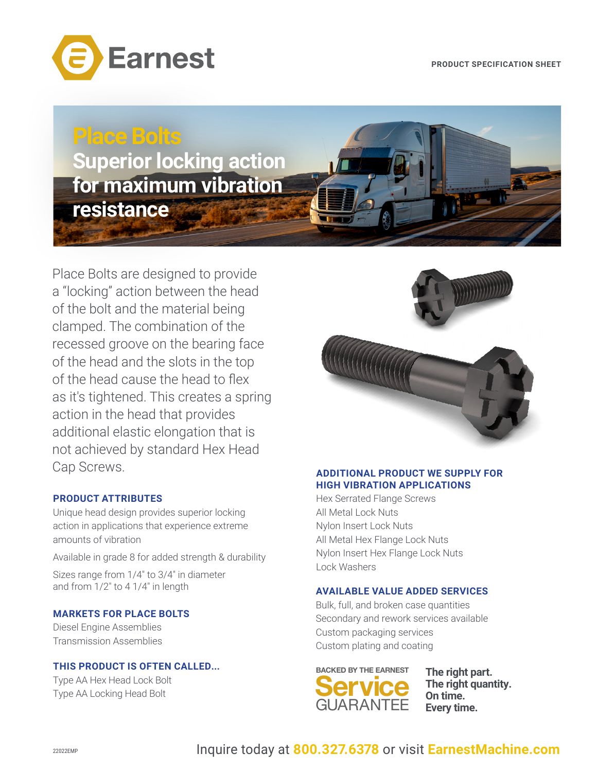Earnest

PRODUCT SPECIFICATION SHEET

# Place Bolts

## Superior locking action for maximum vibration resistance

Place Bolts are designed to provide a "locking" action between the head of the bolt and the material being clamped. The combination of the recessed groove on the bearing face of the head and the slots in the top of the head cause the head to flex as it's tightened. This creates a spring action in the head that provides additional elastic elongation that is not achieved by standard Hex Head Cap Screws.

### PRODUCT ATTRIBUTES

Unique head design provides superior locking action in applications that experience extreme amounts of vibration

Available in grade 8 for added strength & durability

Sizes range from 1/4" to 3/4" in diameter and from 1/2" to 4 1/4" in length

### MARKETS FOR PLACE BOLTS

Diesel Engine Assemblies
Transmission Assemblies

### THIS PRODUCT IS OFTEN CALLED...

Type AA Hex Head Lock Bolt
Type AA Locking Head Bolt

### ADDITIONAL PRODUCT WE SUPPLY FOR HIGH VIBRATION APPLICATIONS

Hex Serrated Flange Screws
All Metal Lock Nuts
Nylon Insert Lock Nuts
All Metal Hex Flange Lock Nuts
Nylon Insert Hex Flange Lock Nuts
Lock Washers

### AVAILABLE VALUE ADDED SERVICES

Bulk, full, and broken case quantities
Secondary and rework services available
Custom packaging services
Custom plating and coating

BACKED BY THE EARNEST **Service** GUARANTEE

**The right part.**
**The right quantity.**
**On time.**
**Every time.**

22022EMP

Inquire today at **800.327.6378** or visit **EarnestMachine.com**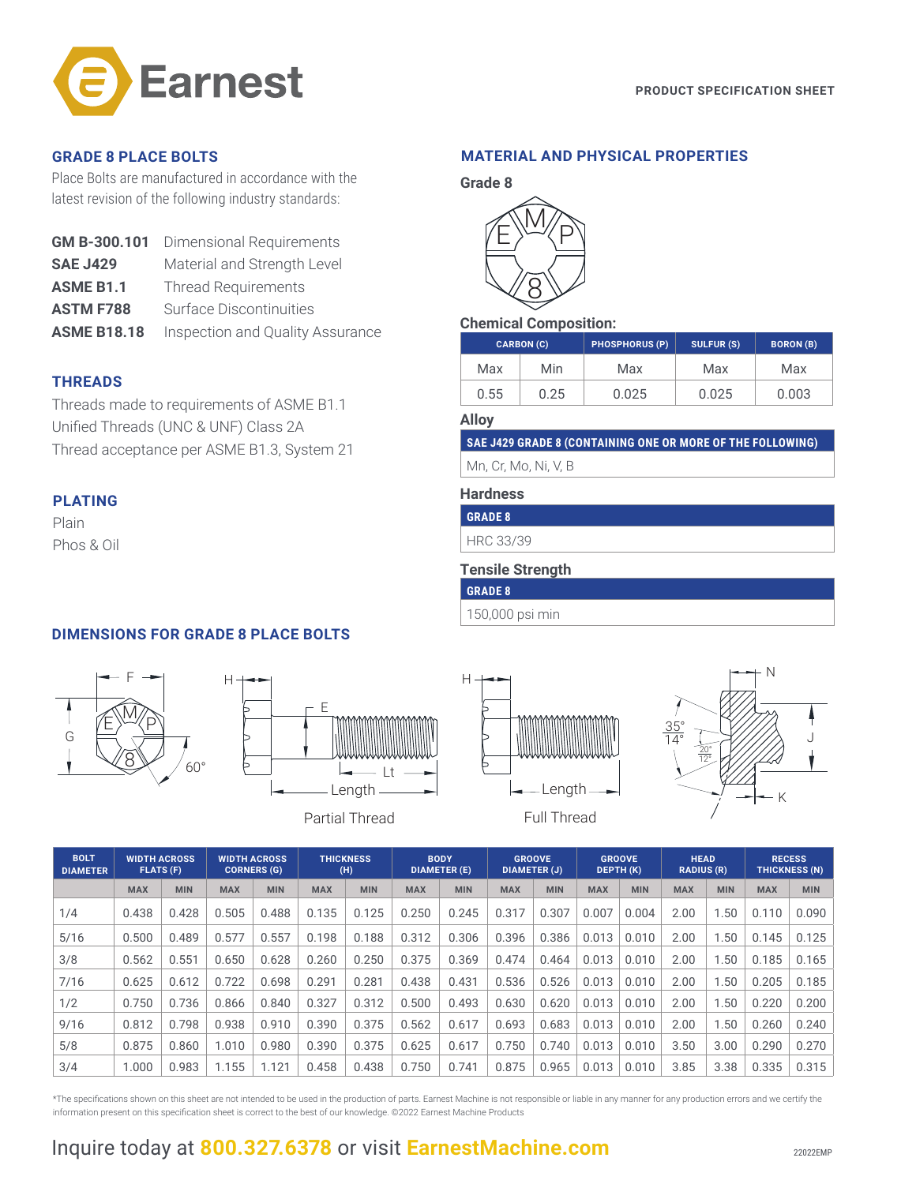PRODUCT SPECIFICATION SHEET

## GRADE 8 PLACE BOLTS

Place Bolts are manufactured in accordance with the latest revision of the following industry standards:

| | |
|---|---|
| **GM B-300.101** | Dimensional Requirements |
| **SAE J429** | Material and Strength Level |
| **ASME B1.1** | Thread Requirements |
| **ASTM F788** | Surface Discontinuities |
| **ASME B18.18** | Inspection and Quality Assurance |

## THREADS

Threads made to requirements of ASME B1.1
Unified Threads (UNC & UNF) Class 2A
Thread acceptance per ASME B1.3, System 21

## PLATING

Plain
Phos & Oil

## MATERIAL AND PHYSICAL PROPERTIES

### Grade 8

E M P 8

### Chemical Composition:

| CARBON (C) | | PHOSPHORUS (P) | SULFUR (S) | BORON (B) |
|---|---|---|---|---|
| Max | Min | Max | Max | Max |
| 0.55 | 0.25 | 0.025 | 0.025 | 0.003 |

### Alloy

| SAE J429 GRADE 8 (CONTAINING ONE OR MORE OF THE FOLLOWING) |
|---|
| Mn, Cr, Mo, Ni, V, B |

### Hardness

| GRADE 8 |
|---|
| HRC 33/39 |

### Tensile Strength

| GRADE 8 |
|---|
| 150,000 psi min |

## DIMENSIONS FOR GRADE 8 PLACE BOLTS

F
G
E M P 8
60°
H
E
Lt
Length
Partial Thread
H
Length
Full Thread
N
35°
14°
20°
12°
J
K

| BOLT DIAMETER | WIDTH ACROSS FLATS (F) | | WIDTH ACROSS CORNERS (G) | | THICKNESS (H) | | BODY DIAMETER (E) | | GROOVE DIAMETER (J) | | GROOVE DEPTH (K) | | HEAD RADIUS (R) | | RECESS THICKNESS (N) | |
|---|---|---|---|---|---|---|---|---|---|---|---|---|---|---|---|---|
| | MAX | MIN | MAX | MIN | MAX | MIN | MAX | MIN | MAX | MIN | MAX | MIN | MAX | MIN | MAX | MIN |
| 1/4 | 0.438 | 0.428 | 0.505 | 0.488 | 0.135 | 0.125 | 0.250 | 0.245 | 0.317 | 0.307 | 0.007 | 0.004 | 2.00 | 1.50 | 0.110 | 0.090 |
| 5/16 | 0.500 | 0.489 | 0.577 | 0.557 | 0.198 | 0.188 | 0.312 | 0.306 | 0.396 | 0.386 | 0.013 | 0.010 | 2.00 | 1.50 | 0.145 | 0.125 |
| 3/8 | 0.562 | 0.551 | 0.650 | 0.628 | 0.260 | 0.250 | 0.375 | 0.369 | 0.474 | 0.464 | 0.013 | 0.010 | 2.00 | 1.50 | 0.185 | 0.165 |
| 7/16 | 0.625 | 0.612 | 0.722 | 0.698 | 0.291 | 0.281 | 0.438 | 0.431 | 0.536 | 0.526 | 0.013 | 0.010 | 2.00 | 1.50 | 0.205 | 0.185 |
| 1/2 | 0.750 | 0.736 | 0.866 | 0.840 | 0.327 | 0.312 | 0.500 | 0.493 | 0.630 | 0.620 | 0.013 | 0.010 | 2.00 | 1.50 | 0.220 | 0.200 |
| 9/16 | 0.812 | 0.798 | 0.938 | 0.910 | 0.390 | 0.375 | 0.562 | 0.617 | 0.693 | 0.683 | 0.013 | 0.010 | 2.00 | 1.50 | 0.260 | 0.240 |
| 5/8 | 0.875 | 0.860 | 1.010 | 0.980 | 0.390 | 0.375 | 0.625 | 0.617 | 0.750 | 0.740 | 0.013 | 0.010 | 3.50 | 3.00 | 0.290 | 0.270 |
| 3/4 | 1.000 | 0.983 | 1.155 | 1.121 | 0.458 | 0.438 | 0.750 | 0.741 | 0.875 | 0.965 | 0.013 | 0.010 | 3.85 | 3.38 | 0.335 | 0.315 |

*The specifications shown on this sheet are not intended to be used in the production of parts. Earnest Machine is not responsible or liable in any manner for any production errors and we certify the information present on this specification sheet is correct to the best of our knowledge. ©2022 Earnest Machine Products

Inquire today at **800.327.6378** or visit **EarnestMachine.com**

22022EMP